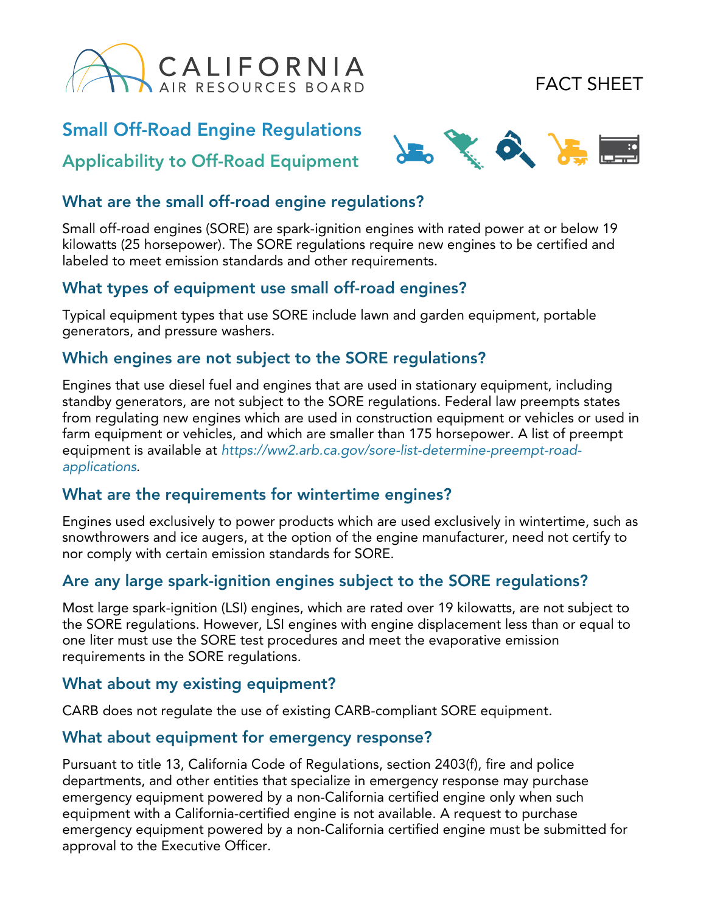CALIFORNIA AIR RESOURCES BOARD

FACT SHEET

# Small Off-Road Engine Regulations

## Applicability to Off-Road Equipment

### What are the small off-road engine regulations?

Small off-road engines (SORE) are spark-ignition engines with rated power at or below 19 kilowatts (25 horsepower). The SORE regulations require new engines to be certified and labeled to meet emission standards and other requirements.

### What types of equipment use small off-road engines?

Typical equipment types that use SORE include lawn and garden equipment, portable generators, and pressure washers.

### Which engines are not subject to the SORE regulations?

Engines that use diesel fuel and engines that are used in stationary equipment, including standby generators, are not subject to the SORE regulations. Federal law preempts states from regulating new engines which are used in construction equipment or vehicles or used in farm equipment or vehicles, and which are smaller than 175 horsepower. A list of preempt equipment is available at *https://ww2.arb.ca.gov/sore-list-determine-preempt-road-applications*.

### What are the requirements for wintertime engines?

Engines used exclusively to power products which are used exclusively in wintertime, such as snowthrowers and ice augers, at the option of the engine manufacturer, need not certify to nor comply with certain emission standards for SORE.

### Are any large spark-ignition engines subject to the SORE regulations?

Most large spark-ignition (LSI) engines, which are rated over 19 kilowatts, are not subject to the SORE regulations. However, LSI engines with engine displacement less than or equal to one liter must use the SORE test procedures and meet the evaporative emission requirements in the SORE regulations.

### What about my existing equipment?

CARB does not regulate the use of existing CARB-compliant SORE equipment.

### What about equipment for emergency response?

Pursuant to title 13, California Code of Regulations, section 2403(f), fire and police departments, and other entities that specialize in emergency response may purchase emergency equipment powered by a non-California certified engine only when such equipment with a California-certified engine is not available. A request to purchase emergency equipment powered by a non-California certified engine must be submitted for approval to the Executive Officer.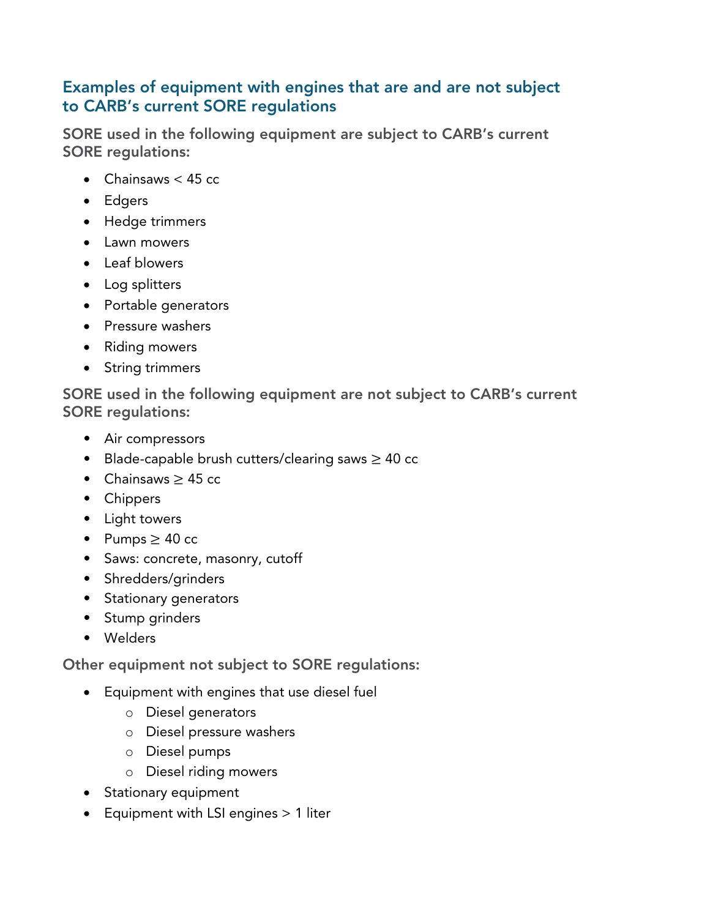## Examples of equipment with engines that are and are not subject to CARB's current SORE regulations

**SORE used in the following equipment are subject to CARB's current SORE regulations:**

- Chainsaws < 45 cc
- Edgers
- Hedge trimmers
- Lawn mowers
- Leaf blowers
- Log splitters
- Portable generators
- Pressure washers
- Riding mowers
- String trimmers

**SORE used in the following equipment are not subject to CARB's current SORE regulations:**

- Air compressors
- Blade-capable brush cutters/clearing saws ≥ 40 cc
- Chainsaws ≥ 45 cc
- Chippers
- Light towers
- Pumps ≥ 40 cc
- Saws: concrete, masonry, cutoff
- Shredders/grinders
- Stationary generators
- Stump grinders
- Welders

**Other equipment not subject to SORE regulations:**

- Equipment with engines that use diesel fuel
  - Diesel generators
  - Diesel pressure washers
  - Diesel pumps
  - Diesel riding mowers
- Stationary equipment
- Equipment with LSI engines > 1 liter